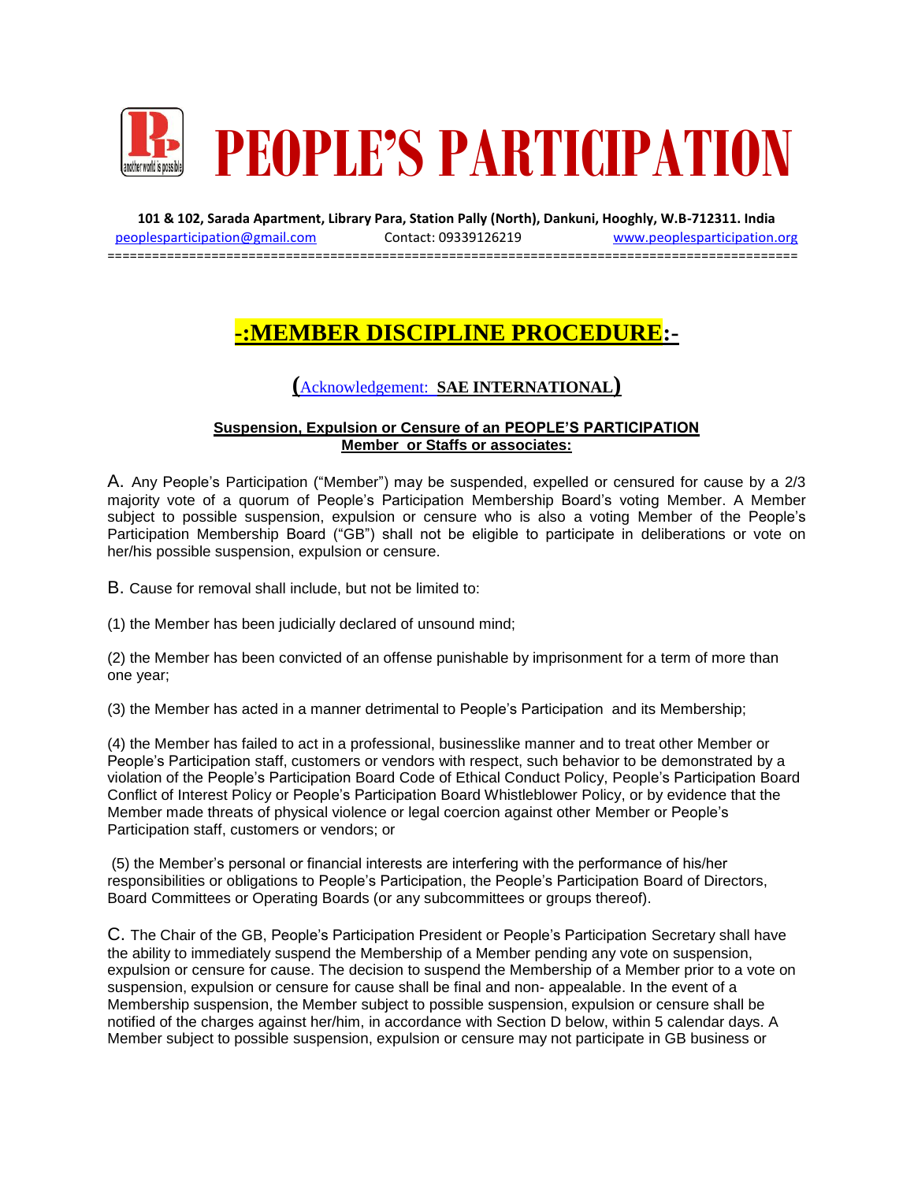# PEOPLE'S PARTICIPATION

**101 & 102, Sarada Apartment, Library Para, Station Pally (North), Dankuni, Hooghly, W.B-712311. India**

peoplesparticipation@gmail.com Contact: 09339126219 www.peoplesparticipation.org

## -:MEMBER DISCIPLINE PROCEDURE:-

### (Acknowledgement: **SAE INTERNATIONAL**)

**Suspension, Expulsion or Censure of an PEOPLE'S PARTICIPATION Member or Staffs or associates:**

A. Any People's Participation ("Member") may be suspended, expelled or censured for cause by a 2/3 majority vote of a quorum of People's Participation Membership Board's voting Member. A Member subject to possible suspension, expulsion or censure who is also a voting Member of the People's Participation Membership Board ("GB") shall not be eligible to participate in deliberations or vote on her/his possible suspension, expulsion or censure.

B. Cause for removal shall include, but not be limited to:

(1) the Member has been judicially declared of unsound mind;

(2) the Member has been convicted of an offense punishable by imprisonment for a term of more than one year;

(3) the Member has acted in a manner detrimental to People's Participation and its Membership;

(4) the Member has failed to act in a professional, businesslike manner and to treat other Member or People's Participation staff, customers or vendors with respect, such behavior to be demonstrated by a violation of the People's Participation Board Code of Ethical Conduct Policy, People's Participation Board Conflict of Interest Policy or People's Participation Board Whistleblower Policy, or by evidence that the Member made threats of physical violence or legal coercion against other Member or People's Participation staff, customers or vendors; or

(5) the Member's personal or financial interests are interfering with the performance of his/her responsibilities or obligations to People's Participation, the People's Participation Board of Directors, Board Committees or Operating Boards (or any subcommittees or groups thereof).

C. The Chair of the GB, People's Participation President or People's Participation Secretary shall have the ability to immediately suspend the Membership of a Member pending any vote on suspension, expulsion or censure for cause. The decision to suspend the Membership of a Member prior to a vote on suspension, expulsion or censure for cause shall be final and non- appealable. In the event of a Membership suspension, the Member subject to possible suspension, expulsion or censure shall be notified of the charges against her/him, in accordance with Section D below, within 5 calendar days. A Member subject to possible suspension, expulsion or censure may not participate in GB business or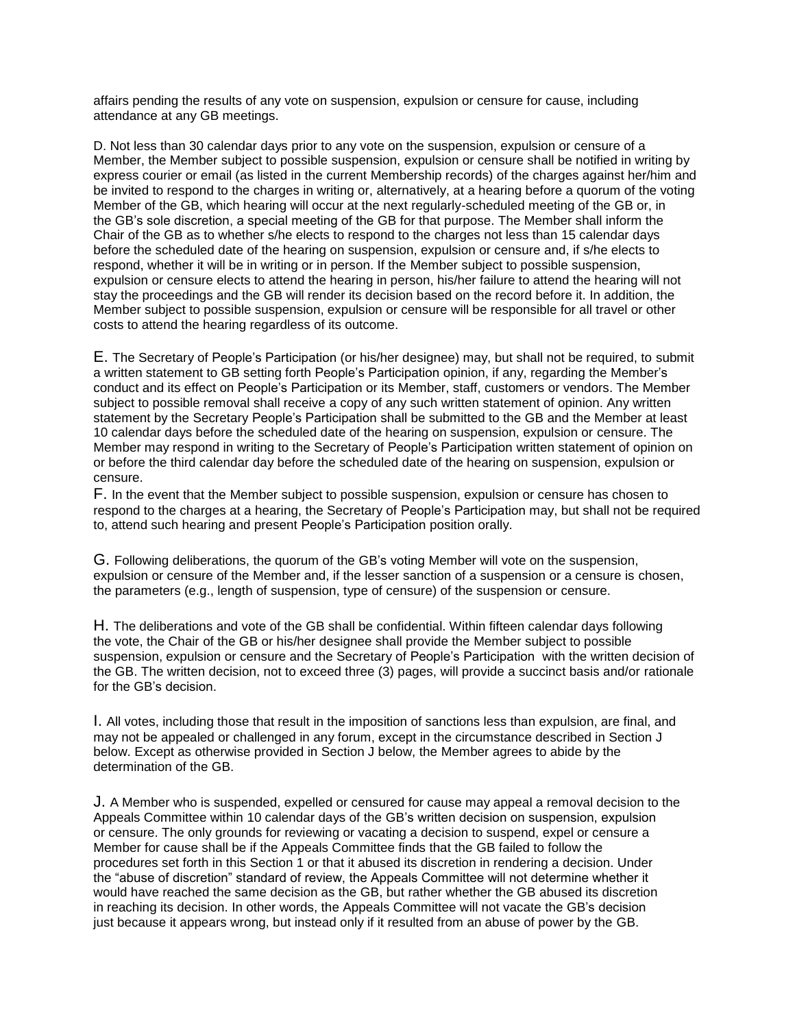affairs pending the results of any vote on suspension, expulsion or censure for cause, including attendance at any GB meetings.

D. Not less than 30 calendar days prior to any vote on the suspension, expulsion or censure of a Member, the Member subject to possible suspension, expulsion or censure shall be notified in writing by express courier or email (as listed in the current Membership records) of the charges against her/him and be invited to respond to the charges in writing or, alternatively, at a hearing before a quorum of the voting Member of the GB, which hearing will occur at the next regularly-scheduled meeting of the GB or, in the GB's sole discretion, a special meeting of the GB for that purpose. The Member shall inform the Chair of the GB as to whether s/he elects to respond to the charges not less than 15 calendar days before the scheduled date of the hearing on suspension, expulsion or censure and, if s/he elects to respond, whether it will be in writing or in person. If the Member subject to possible suspension, expulsion or censure elects to attend the hearing in person, his/her failure to attend the hearing will not stay the proceedings and the GB will render its decision based on the record before it. In addition, the Member subject to possible suspension, expulsion or censure will be responsible for all travel or other costs to attend the hearing regardless of its outcome.

E. The Secretary of People's Participation (or his/her designee) may, but shall not be required, to submit a written statement to GB setting forth People's Participation opinion, if any, regarding the Member's conduct and its effect on People's Participation or its Member, staff, customers or vendors. The Member subject to possible removal shall receive a copy of any such written statement of opinion. Any written statement by the Secretary People's Participation shall be submitted to the GB and the Member at least 10 calendar days before the scheduled date of the hearing on suspension, expulsion or censure. The Member may respond in writing to the Secretary of People's Participation written statement of opinion on or before the third calendar day before the scheduled date of the hearing on suspension, expulsion or censure.

F. In the event that the Member subject to possible suspension, expulsion or censure has chosen to respond to the charges at a hearing, the Secretary of People's Participation may, but shall not be required to, attend such hearing and present People's Participation position orally.

G. Following deliberations, the quorum of the GB's voting Member will vote on the suspension, expulsion or censure of the Member and, if the lesser sanction of a suspension or a censure is chosen, the parameters (e.g., length of suspension, type of censure) of the suspension or censure.

H. The deliberations and vote of the GB shall be confidential. Within fifteen calendar days following the vote, the Chair of the GB or his/her designee shall provide the Member subject to possible suspension, expulsion or censure and the Secretary of People's Participation with the written decision of the GB. The written decision, not to exceed three (3) pages, will provide a succinct basis and/or rationale for the GB's decision.

I. All votes, including those that result in the imposition of sanctions less than expulsion, are final, and may not be appealed or challenged in any forum, except in the circumstance described in Section J below. Except as otherwise provided in Section J below, the Member agrees to abide by the determination of the GB.

J. A Member who is suspended, expelled or censured for cause may appeal a removal decision to the Appeals Committee within 10 calendar days of the GB's written decision on suspension, expulsion or censure. The only grounds for reviewing or vacating a decision to suspend, expel or censure a Member for cause shall be if the Appeals Committee finds that the GB failed to follow the procedures set forth in this Section 1 or that it abused its discretion in rendering a decision. Under the "abuse of discretion" standard of review, the Appeals Committee will not determine whether it would have reached the same decision as the GB, but rather whether the GB abused its discretion in reaching its decision. In other words, the Appeals Committee will not vacate the GB's decision just because it appears wrong, but instead only if it resulted from an abuse of power by the GB.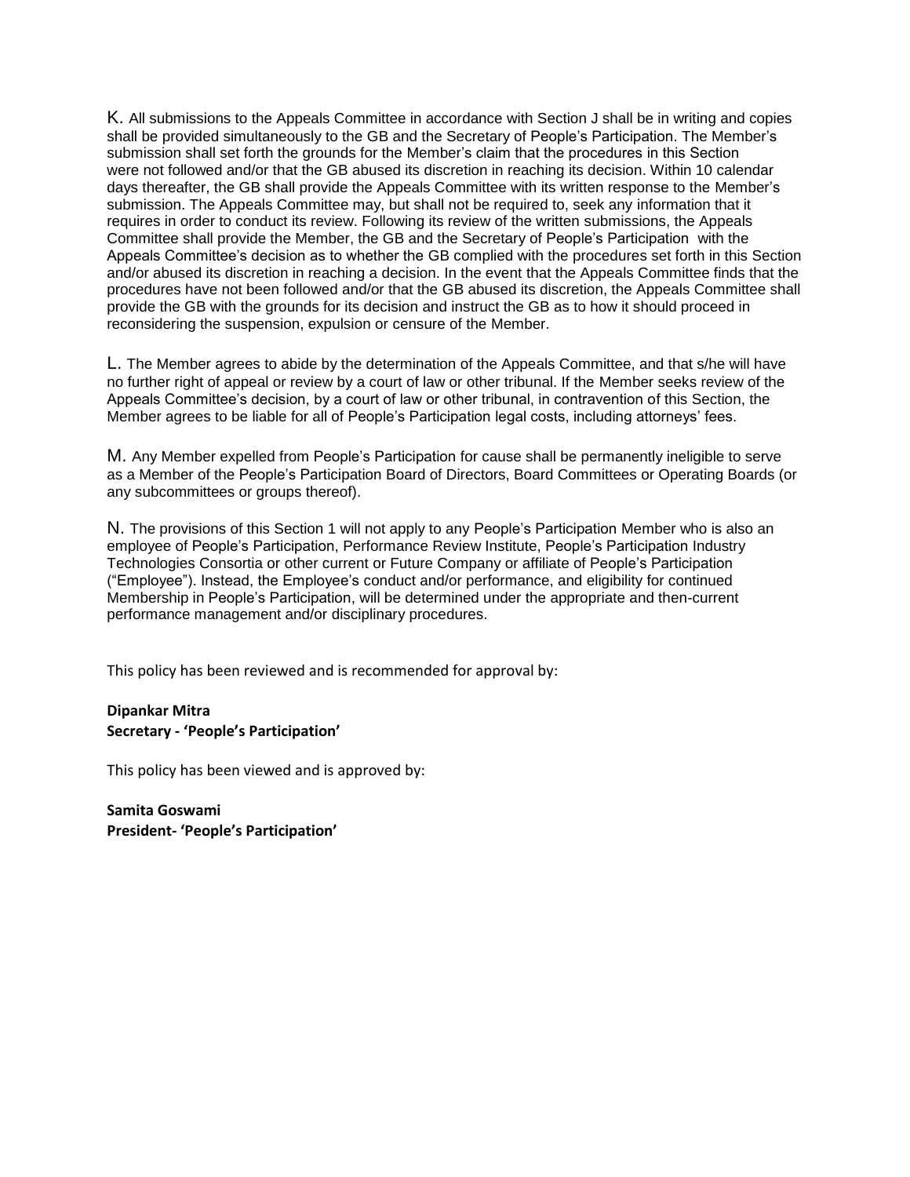K. All submissions to the Appeals Committee in accordance with Section J shall be in writing and copies shall be provided simultaneously to the GB and the Secretary of People's Participation. The Member's submission shall set forth the grounds for the Member's claim that the procedures in this Section were not followed and/or that the GB abused its discretion in reaching its decision. Within 10 calendar days thereafter, the GB shall provide the Appeals Committee with its written response to the Member's submission. The Appeals Committee may, but shall not be required to, seek any information that it requires in order to conduct its review. Following its review of the written submissions, the Appeals Committee shall provide the Member, the GB and the Secretary of People's Participation with the Appeals Committee's decision as to whether the GB complied with the procedures set forth in this Section and/or abused its discretion in reaching a decision. In the event that the Appeals Committee finds that the procedures have not been followed and/or that the GB abused its discretion, the Appeals Committee shall provide the GB with the grounds for its decision and instruct the GB as to how it should proceed in reconsidering the suspension, expulsion or censure of the Member.

L. The Member agrees to abide by the determination of the Appeals Committee, and that s/he will have no further right of appeal or review by a court of law or other tribunal. If the Member seeks review of the Appeals Committee's decision, by a court of law or other tribunal, in contravention of this Section, the Member agrees to be liable for all of People's Participation legal costs, including attorneys' fees.

M. Any Member expelled from People's Participation for cause shall be permanently ineligible to serve as a Member of the People's Participation Board of Directors, Board Committees or Operating Boards (or any subcommittees or groups thereof).

N. The provisions of this Section 1 will not apply to any People's Participation Member who is also an employee of People's Participation, Performance Review Institute, People's Participation Industry Technologies Consortia or other current or Future Company or affiliate of People's Participation ("Employee"). Instead, the Employee's conduct and/or performance, and eligibility for continued Membership in People's Participation, will be determined under the appropriate and then-current performance management and/or disciplinary procedures.

This policy has been reviewed and is recommended for approval by:

**Dipankar Mitra**
**Secretary - 'People's Participation'**

This policy has been viewed and is approved by:

**Samita Goswami**
**President- 'People's Participation'**